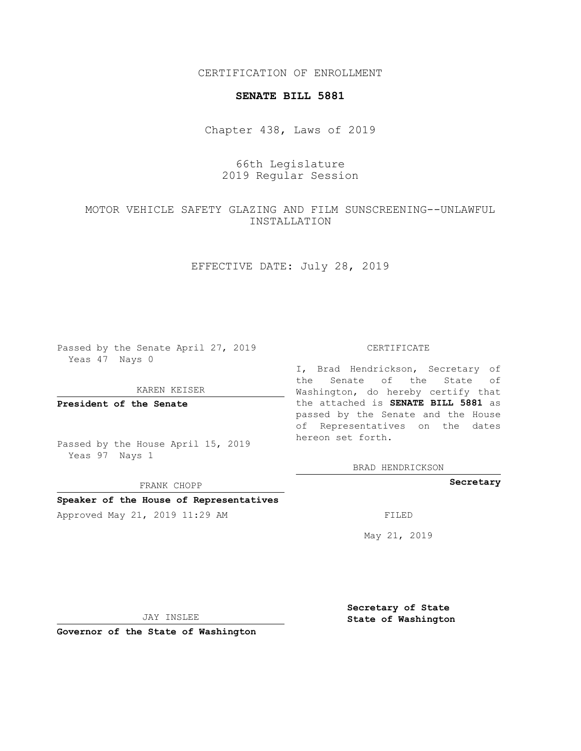CERTIFICATION OF ENROLLMENT

# SENATE BILL 5881

Chapter 438, Laws of 2019

66th Legislature
2019 Regular Session

MOTOR VEHICLE SAFETY GLAZING AND FILM SUNSCREENING--UNLAWFUL INSTALLATION

EFFECTIVE DATE: July 28, 2019

Passed by the Senate April 27, 2019
Yeas 47 Nays 0

KAREN KEISER

**President of the Senate**

Passed by the House April 15, 2019
Yeas 97 Nays 1

FRANK CHOPP

**Speaker of the House of Representatives**

Approved May 21, 2019 11:29 AM

JAY INSLEE

**Governor of the State of Washington**

CERTIFICATE

I, Brad Hendrickson, Secretary of the Senate of the State of Washington, do hereby certify that the attached is **SENATE BILL 5881** as passed by the Senate and the House of Representatives on the dates hereon set forth.

BRAD HENDRICKSON

**Secretary**

FILED

May 21, 2019

**Secretary of State**
**State of Washington**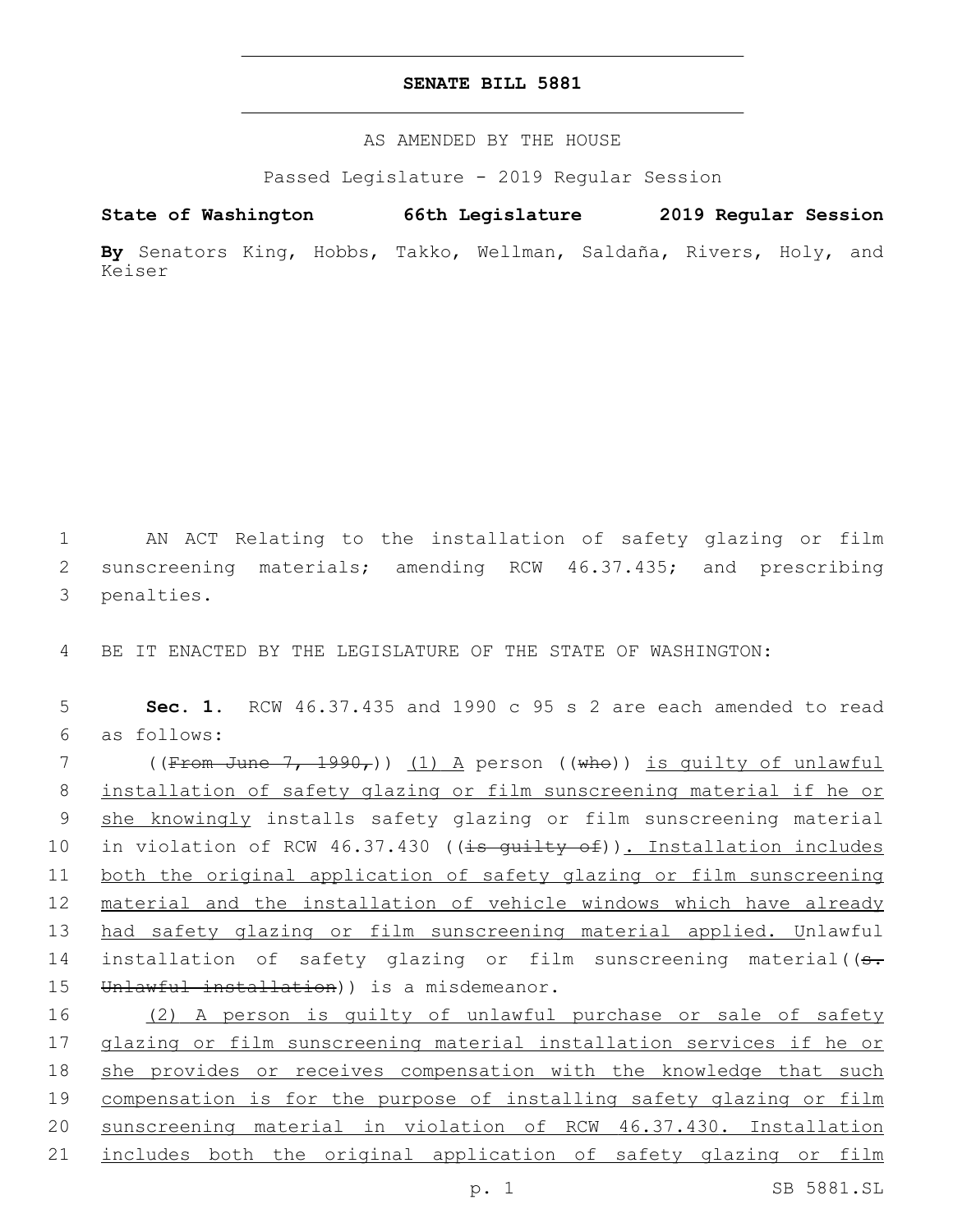**SENATE BILL 5881**

AS AMENDED BY THE HOUSE

Passed Legislature - 2019 Regular Session

**State of Washington 66th Legislature 2019 Regular Session**

**By** Senators King, Hobbs, Takko, Wellman, Saldaña, Rivers, Holy, and Keiser

AN ACT Relating to the installation of safety glazing or film sunscreening materials; amending RCW 46.37.435; and prescribing penalties.

BE IT ENACTED BY THE LEGISLATURE OF THE STATE OF WASHINGTON:

**Sec. 1.** RCW 46.37.435 and 1990 c 95 s 2 are each amended to read as follows:

((~~From June 7, 1990,~~)) <u>(1) A</u> person ((~~who~~)) <u>is guilty of unlawful installation of safety glazing or film sunscreening material if he or she knowingly</u> installs safety glazing or film sunscreening material in violation of RCW 46.37.430 ((~~is guilty of~~))<u>. Installation includes both the original application of safety glazing or film sunscreening material and the installation of vehicle windows which have already had safety glazing or film sunscreening material applied. U</u>nlawful installation of safety glazing or film sunscreening material((~~s. Unlawful installation~~)) is a misdemeanor.

<u>(2) A person is guilty of unlawful purchase or sale of safety glazing or film sunscreening material installation services if he or she provides or receives compensation with the knowledge that such compensation is for the purpose of installing safety glazing or film sunscreening material in violation of RCW 46.37.430. Installation includes both the original application of safety glazing or film</u>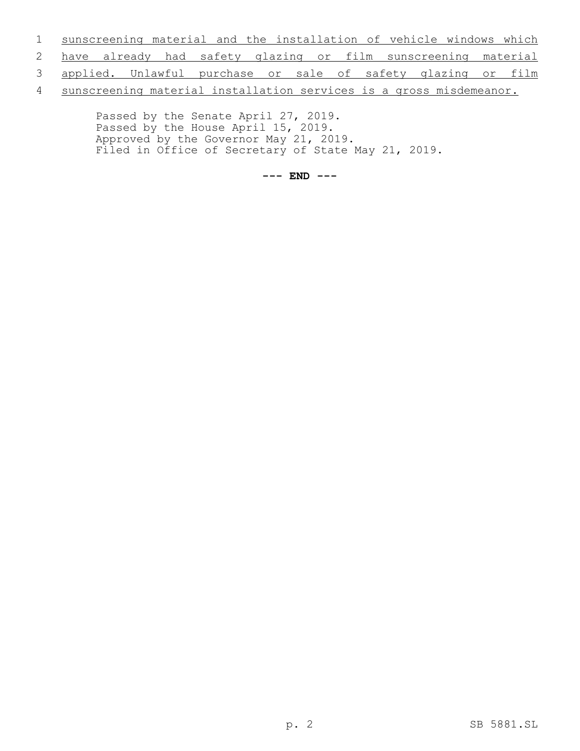sunscreening material and the installation of vehicle windows which have already had safety glazing or film sunscreening material applied. Unlawful purchase or sale of safety glazing or film sunscreening material installation services is a gross misdemeanor.

Passed by the Senate April 27, 2019.
Passed by the House April 15, 2019.
Approved by the Governor May 21, 2019.
Filed in Office of Secretary of State May 21, 2019.

**--- END ---**